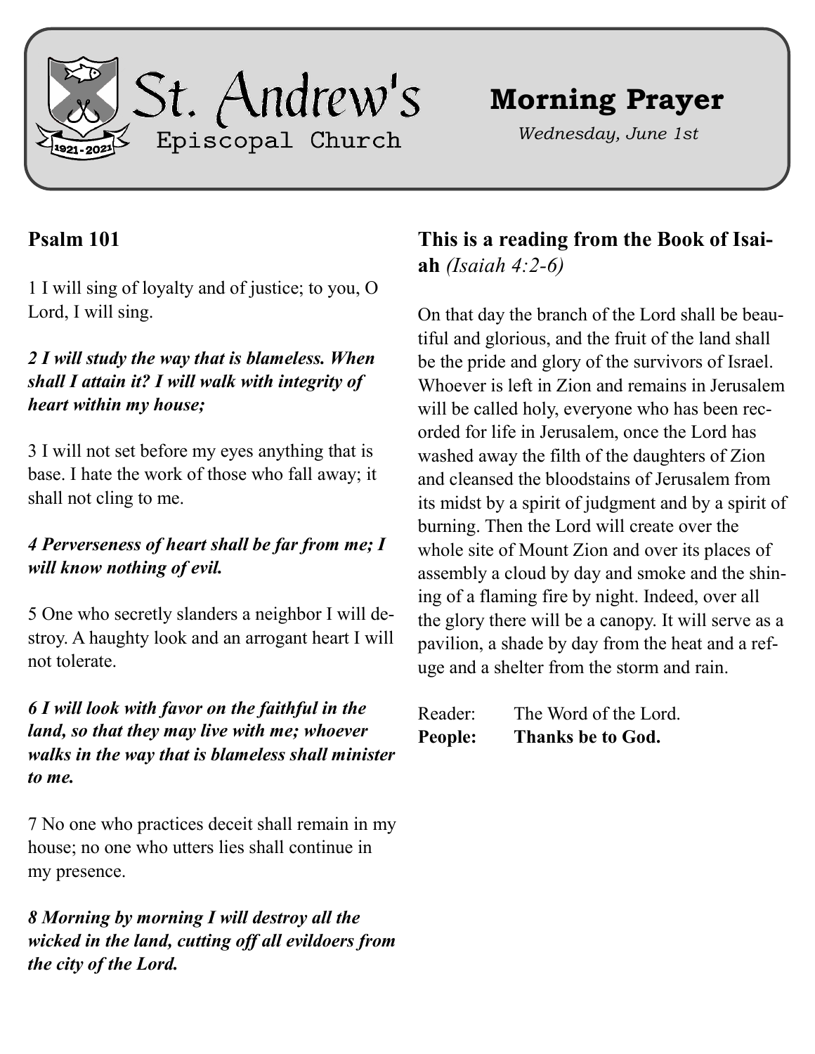St. Andrew's

Episcopal Church

1921-2021

# Morning Prayer

*Wednesday, June 1st*

## Psalm 101

1 I will sing of loyalty and of justice; to you, O Lord, I will sing.

***2 I will study the way that is blameless. When shall I attain it? I will walk with integrity of heart within my house;***

3 I will not set before my eyes anything that is base. I hate the work of those who fall away; it shall not cling to me.

***4 Perverseness of heart shall be far from me; I will know nothing of evil.***

5 One who secretly slanders a neighbor I will destroy. A haughty look and an arrogant heart I will not tolerate.

***6 I will look with favor on the faithful in the land, so that they may live with me; whoever walks in the way that is blameless shall minister to me.***

7 No one who practices deceit shall remain in my house; no one who utters lies shall continue in my presence.

***8 Morning by morning I will destroy all the wicked in the land, cutting off all evildoers from the city of the Lord.***

## This is a reading from the Book of Isaiah *(Isaiah 4:2-6)*

On that day the branch of the Lord shall be beautiful and glorious, and the fruit of the land shall be the pride and glory of the survivors of Israel. Whoever is left in Zion and remains in Jerusalem will be called holy, everyone who has been recorded for life in Jerusalem, once the Lord has washed away the filth of the daughters of Zion and cleansed the bloodstains of Jerusalem from its midst by a spirit of judgment and by a spirit of burning. Then the Lord will create over the whole site of Mount Zion and over its places of assembly a cloud by day and smoke and the shining of a flaming fire by night. Indeed, over all the glory there will be a canopy. It will serve as a pavilion, a shade by day from the heat and a refuge and a shelter from the storm and rain.

Reader: The Word of the Lord.
**People: Thanks be to God.**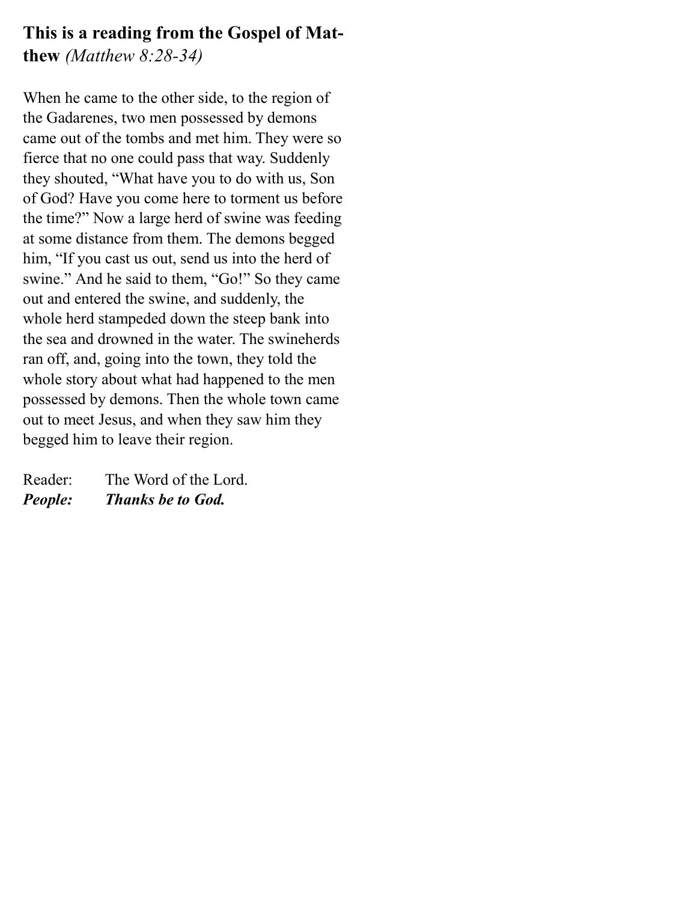**This is a reading from the Gospel of Matthew** *(Matthew 8:28-34)*

When he came to the other side, to the region of the Gadarenes, two men possessed by demons came out of the tombs and met him. They were so fierce that no one could pass that way. Suddenly they shouted, “What have you to do with us, Son of God? Have you come here to torment us before the time?” Now a large herd of swine was feeding at some distance from them. The demons begged him, “If you cast us out, send us into the herd of swine.” And he said to them, “Go!” So they came out and entered the swine, and suddenly, the whole herd stampeded down the steep bank into the sea and drowned in the water. The swineherds ran off, and, going into the town, they told the whole story about what had happened to the men possessed by demons. Then the whole town came out to meet Jesus, and when they saw him they begged him to leave their region.

Reader: The Word of the Lord.
***People: Thanks be to God.***